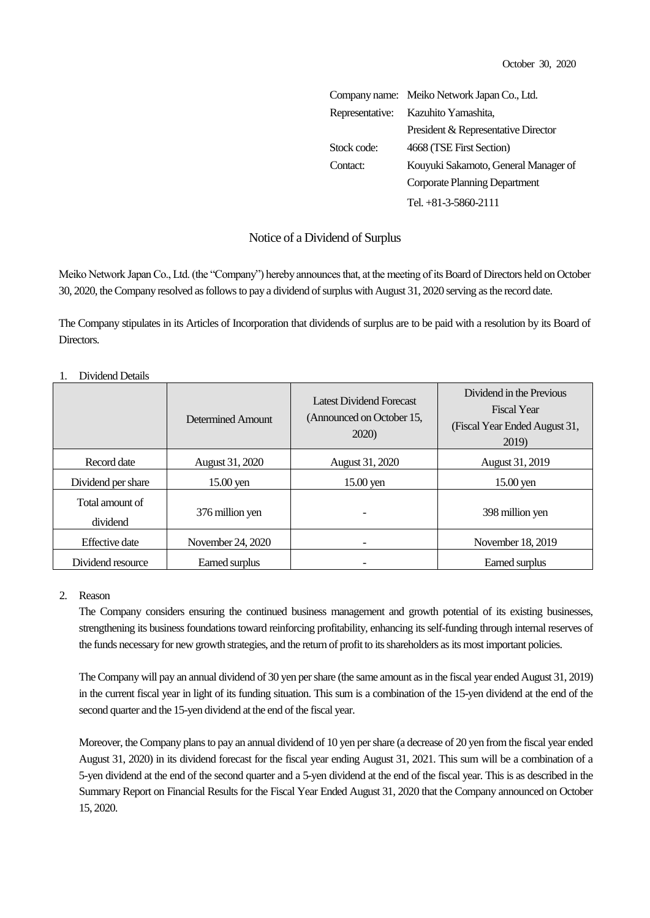October 30, 2020

Company name: Meiko Network Japan Co., Ltd.
Representative: Kazuhito Yamashita, President & Representative Director
Stock code: 4668 (TSE First Section)
Contact: Kouyuki Sakamoto, General Manager of Corporate Planning Department
Tel. +81-3-5860-2111

# Notice of a Dividend of Surplus

Meiko Network Japan Co., Ltd. (the "Company") hereby announces that, at the meeting of its Board of Directors held on October 30, 2020, the Company resolved as follows to pay a dividend of surplus with August 31, 2020 serving as the record date.

The Company stipulates in its Articles of Incorporation that dividends of surplus are to be paid with a resolution by its Board of Directors.

1. Dividend Details

| | Determined Amount | Latest Dividend Forecast (Announced on October 15, 2020) | Dividend in the Previous Fiscal Year (Fiscal Year Ended August 31, 2019) |
|---|---|---|---|
| Record date | August 31, 2020 | August 31, 2020 | August 31, 2019 |
| Dividend per share | 15.00 yen | 15.00 yen | 15.00 yen |
| Total amount of dividend | 376 million yen | - | 398 million yen |
| Effective date | November 24, 2020 | - | November 18, 2019 |
| Dividend resource | Earned surplus | - | Earned surplus |

2. Reason

The Company considers ensuring the continued business management and growth potential of its existing businesses, strengthening its business foundations toward reinforcing profitability, enhancing its self-funding through internal reserves of the funds necessary for new growth strategies, and the return of profit to its shareholders as its most important policies.

The Company will pay an annual dividend of 30 yen per share (the same amount as in the fiscal year ended August 31, 2019) in the current fiscal year in light of its funding situation. This sum is a combination of the 15-yen dividend at the end of the second quarter and the 15-yen dividend at the end of the fiscal year.

Moreover, the Company plans to pay an annual dividend of 10 yen per share (a decrease of 20 yen from the fiscal year ended August 31, 2020) in its dividend forecast for the fiscal year ending August 31, 2021. This sum will be a combination of a 5-yen dividend at the end of the second quarter and a 5-yen dividend at the end of the fiscal year. This is as described in the Summary Report on Financial Results for the Fiscal Year Ended August 31, 2020 that the Company announced on October 15, 2020.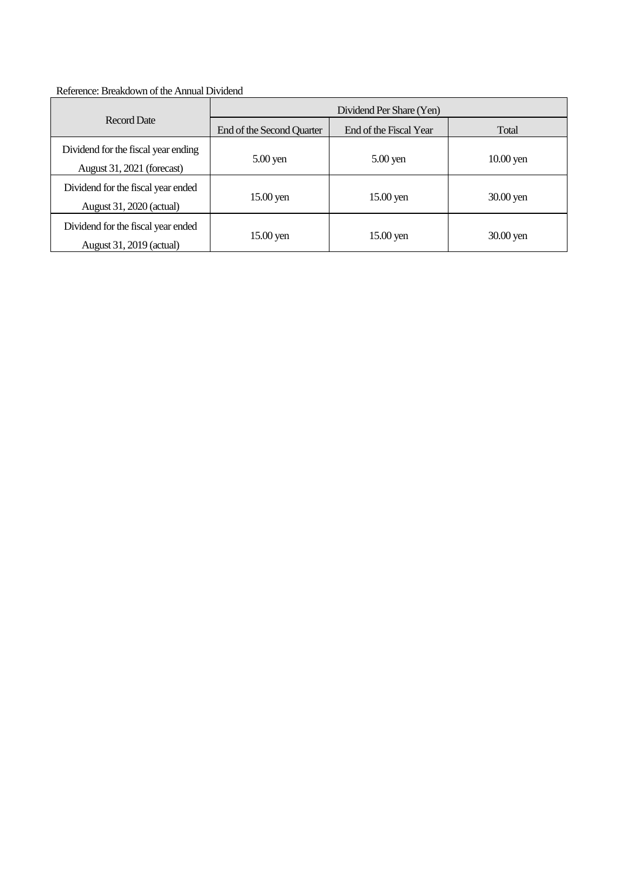Reference: Breakdown of the Annual Dividend

| Record Date | Dividend Per Share (Yen) | | |
|---|---|---|---|
| | End of the Second Quarter | End of the Fiscal Year | Total |
| Dividend for the fiscal year ending August 31, 2021 (forecast) | 5.00 yen | 5.00 yen | 10.00 yen |
| Dividend for the fiscal year ended August 31, 2020 (actual) | 15.00 yen | 15.00 yen | 30.00 yen |
| Dividend for the fiscal year ended August 31, 2019 (actual) | 15.00 yen | 15.00 yen | 30.00 yen |